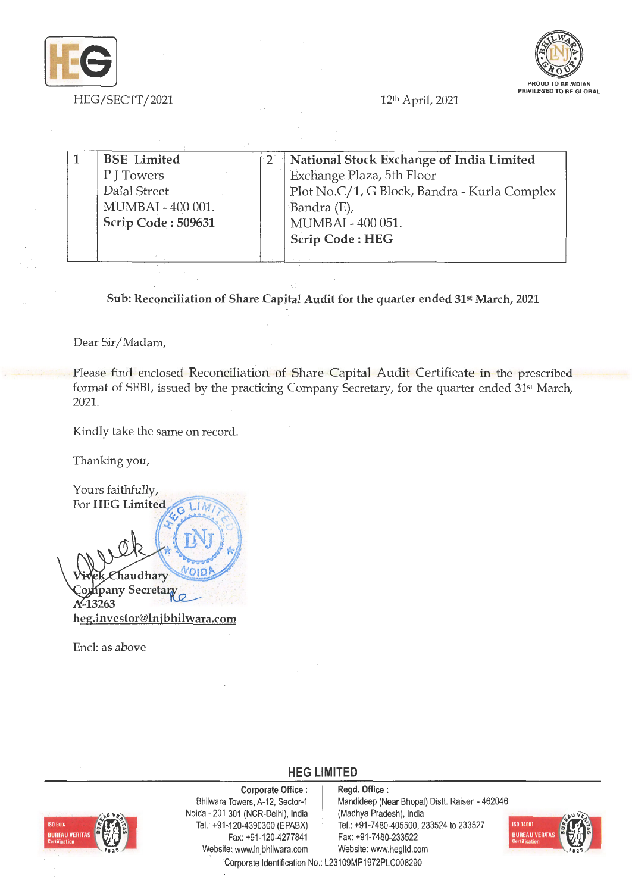HEG/SECTT/2021

12th April, 2021

| 1 | **BSE Limited**<br>P J Towers<br>Dalal Street<br>MUMBAI - 400 001.<br>**Scrip Code : 509631** | 2 | **National Stock Exchange of India Limited**<br>Exchange Plaza, 5th Floor<br>Plot No.C/1, G Block, Bandra - Kurla Complex<br>Bandra (E),<br>MUMBAI - 400 051.<br>**Scrip Code : HEG** |
|---|---|---|---|

**Sub: Reconciliation of Share Capital Audit for the quarter ended 31st March, 2021**

Dear Sir/Madam,

Please find enclosed Reconciliation of Share Capital Audit Certificate in the prescribed format of SEBI, issued by the practicing Company Secretary, for the quarter ended 31st March, 2021.

Kindly take the same on record.

Thanking you,

Yours faithfully,
For **HEG Limited**

**Vivek Chaudhary**
**Company Secretary**
**A-13263**
**heg.investor@lnjbhilwara.com**

Encl: as above

**HEG LIMITED**

**Corporate Office :**
Bhilwara Towers, A-12, Sector-1
Noida - 201 301 (NCR-Delhi), India
Tel.: +91-120-4390300 (EPABX)
Fax: +91-120-4277841
Website: www.lnjbhilwara.com

**Regd. Office :**
Mandideep (Near Bhopal) Distt. Raisen - 462046
(Madhya Pradesh), India
Tel.: +91-7480-405500, 233524 to 233527
Fax: +91-7480-233522
Website: www.hegltd.com

Corporate Identification No.: L23109MP1972PLC008290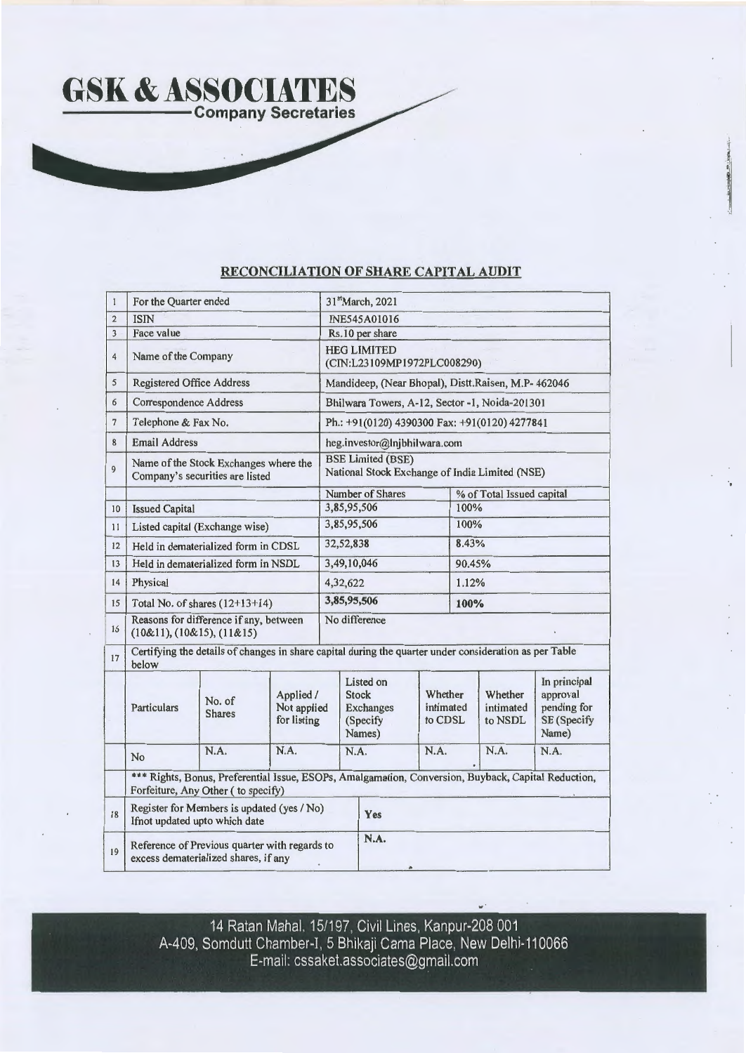**GSK & ASSOCIATES**
**Company Secretaries**

## RECONCILIATION OF SHARE CAPITAL AUDIT

| | | |
|---|---|---|
| 1 | For the Quarter ended | 31st March, 2021 |
| 2 | ISIN | INE545A01016 |
| 3 | Face value | Rs.10 per share |
| 4 | Name of the Company | HEG LIMITED (CIN:L23109MP1972PLC008290) |
| 5 | Registered Office Address | Mandideep, (Near Bhopal), Distt.Raisen, M.P.- 462046 |
| 6 | Correspondence Address | Bhilwara Towers, A-12, Sector -1, Noida-201301 |
| 7 | Telephone & Fax No. | Ph.: +91(0120) 4390300 Fax: +91(0120) 4277841 |
| 8 | Email Address | heg.investor@lnjbhilwara.com |
| 9 | Name of the Stock Exchanges where the Company's securities are listed | BSE Limited (BSE)<br>National Stock Exchange of India Limited (NSE) |

| | | Number of Shares | % of Total Issued capital |
|---|---|---|---|
| 10 | Issued Capital | 3,85,95,506 | 100% |
| 11 | Listed capital (Exchange wise) | 3,85,95,506 | 100% |
| 12 | Held in dematerialized form in CDSL | 32,52,838 | 8.43% |
| 13 | Held in dematerialized form in NSDL | 3,49,10,046 | 90.45% |
| 14 | Physical | 4,32,622 | 1.12% |
| 15 | Total No. of shares (12+13+14) | 3,85,95,506 | 100% |
| 16 | Reasons for difference if any, between (10&11), (10&15), (11&15) | No difference | |

17. Certifying the details of changes in share capital during the quarter under consideration as per Table below

| Particulars | No. of Shares | Applied / Not applied for listing | Listed on Stock Exchanges (Specify Names) | Whether intimated to CDSL | Whether intimated to NSDL | In principal approval pending for SE (Specify Name) |
|---|---|---|---|---|---|---|
| No | N.A. | N.A. | N.A. | N.A. | N.A. | N.A. |

*** Rights, Bonus, Preferential Issue, ESOPs, Amalgamation, Conversion, Buyback, Capital Reduction, Forfeiture, Any Other ( to specify)

| | | |
|---|---|---|
| 18 | Register for Members is updated (yes / No) Ifnot updated upto which date | Yes |
| 19 | Reference of Previous quarter with regards to excess dematerialized shares, if any | N.A. |

14 Ratan Mahal, 15/197, Civil Lines, Kanpur-208 001
A-409, Somdutt Chamber-I, 5 Bhikaji Cama Place, New Delhi-110066
E-mail: cssaket.associates@gmail.com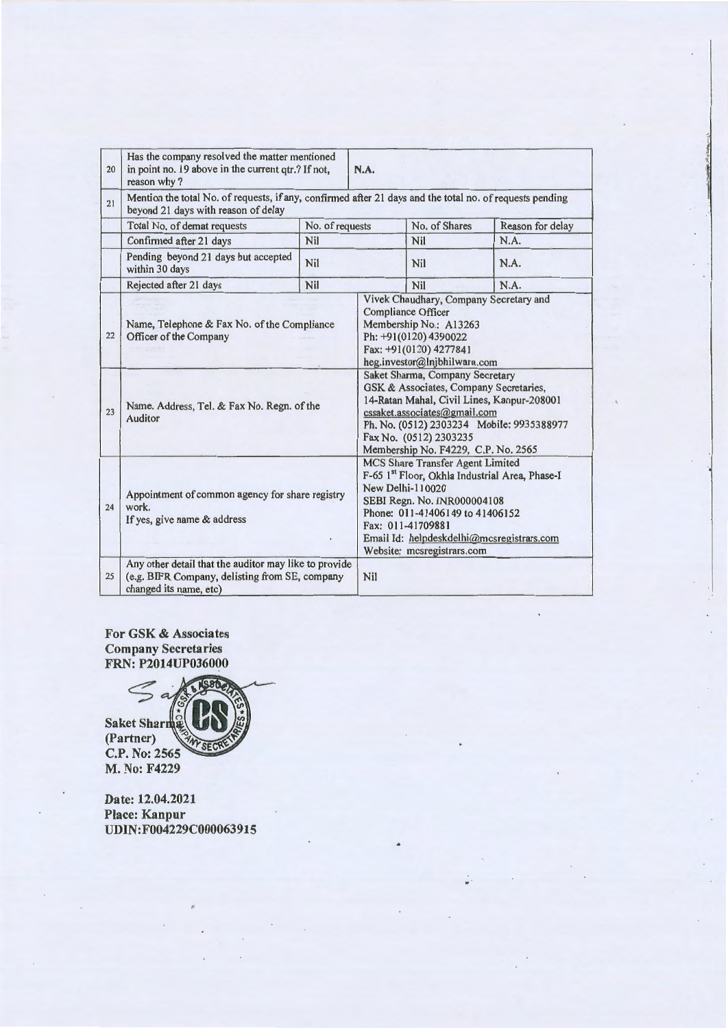| | | | | | |
|---|---|---|---|---|---|
| 20 | Has the company resolved the matter mentioned in point no. 19 above in the current qtr.? If not, reason why ? | | N.A. | | |
| 21 | Mention the total No. of requests, if any, confirmed after 21 days and the total no. of requests pending beyond 21 days with reason of delay | | | | |
| | Total No. of demat requests | No. of requests | | No. of Shares | Reason for delay |
| | Confirmed after 21 days | Nil | | Nil | N.A. |
| | Pending beyond 21 days but accepted within 30 days | Nil | | Nil | N.A. |
| | Rejected after 21 days | Nil | | Nil | N.A. |
| 22 | Name, Telephone & Fax No. of the Compliance Officer of the Company | | Vivek Chaudhary, Company Secretary and Compliance Officer<br>Membership No.: A13263<br>Ph: +91(0120) 4390022<br>Fax: +91(0120) 4277841<br>heg.investor@lnjbhilwara.com | | |
| 23 | Name. Address, Tel. & Fax No. Regn. of the Auditor | | Saket Sharma, Company Secretary<br>GSK & Associates, Company Secretaries,<br>14-Ratan Mahal, Civil Lines, Kanpur-208001<br>cssaket.associates@gmail.com<br>Ph. No. (0512) 2303234 Mobile: 9935388977<br>Fax No. (0512) 2303235<br>Membership No. F4229, C.P. No. 2565 | | |
| 24 | Appointment of common agency for share registry work.<br>If yes, give name & address | | MCS Share Transfer Agent Limited<br>F-65 1st Floor, Okhla Industrial Area, Phase-I<br>New Delhi-110020<br>SEBI Regn. No. INR000004108<br>Phone: 011-41406149 to 41406152<br>Fax: 011-41709881<br>Email Id: helpdeskdelhi@mcsregistrars.com<br>Website: mcsregistrars.com | | |
| 25 | Any other detail that the auditor may like to provide (e.g. BIFR Company, delisting from SE, company changed its name, etc) | | Nil | | |

**For GSK & Associates**
**Company Secretaries**
**FRN: P2014UP036000**

**Saket Sharma**
**(Partner)**
**C.P. No: 2565**
**M. No: F4229**

**Date: 12.04.2021**
**Place: Kanpur**
**UDIN:F004229C000063915**